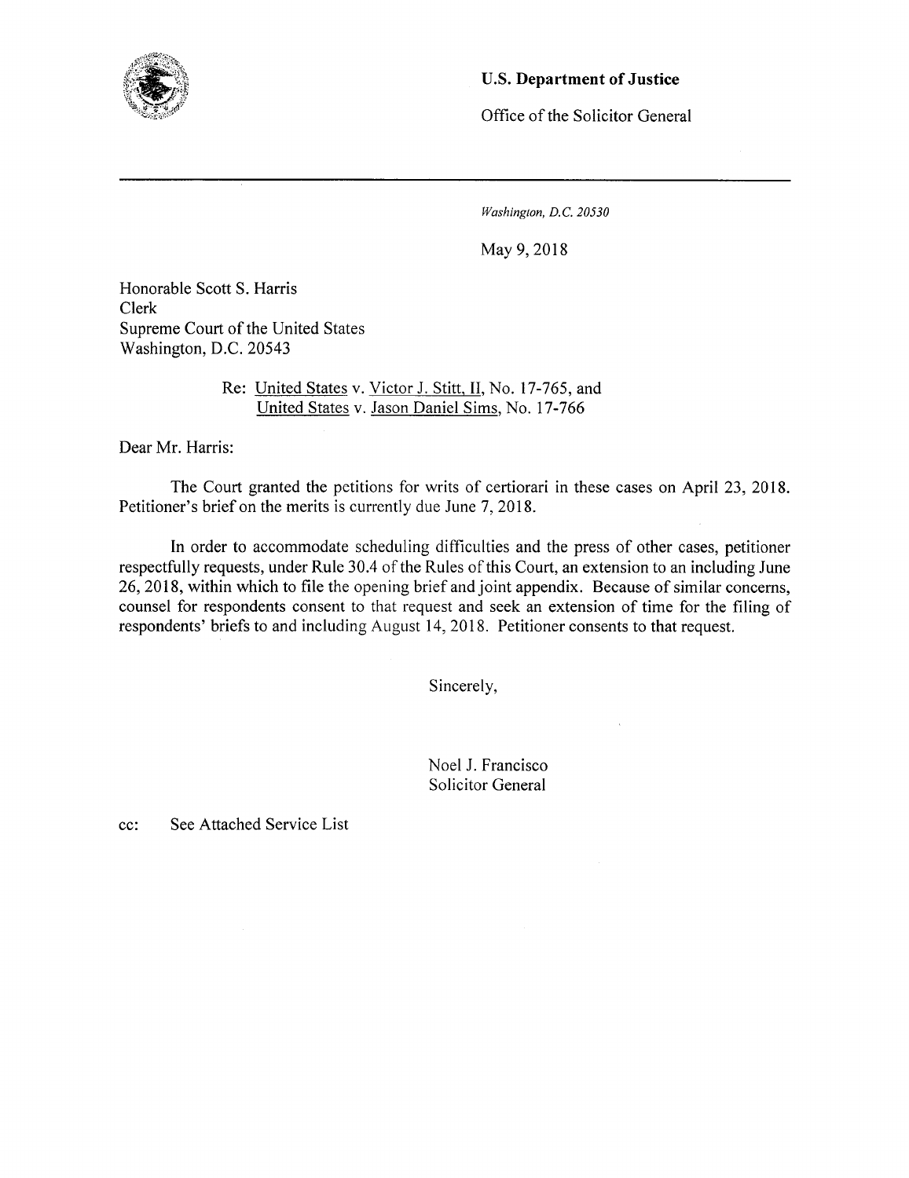**U.S. Department of Justice**

Office of the Solicitor General

---

*Washington, D.C. 20530*

May 9, 2018

Honorable Scott S. Harris
Clerk
Supreme Court of the United States
Washington, D.C. 20543

Re: United States v. Victor J. Stitt, II, No. 17-765, and
United States v. Jason Daniel Sims, No. 17-766

Dear Mr. Harris:

The Court granted the petitions for writs of certiorari in these cases on April 23, 2018. Petitioner's brief on the merits is currently due June 7, 2018.

In order to accommodate scheduling difficulties and the press of other cases, petitioner respectfully requests, under Rule 30.4 of the Rules of this Court, an extension to an including June 26, 2018, within which to file the opening brief and joint appendix. Because of similar concerns, counsel for respondents consent to that request and seek an extension of time for the filing of respondents' briefs to and including August 14, 2018. Petitioner consents to that request.

Sincerely,

Noel J. Francisco
Solicitor General

cc: See Attached Service List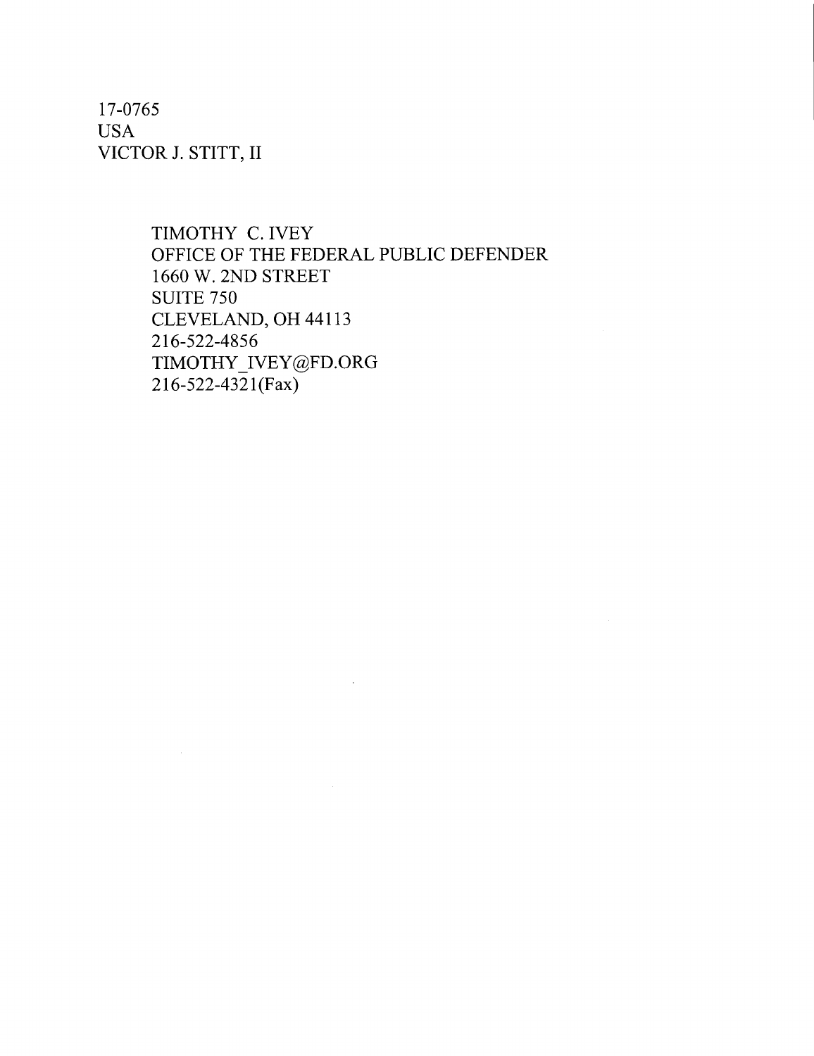17-0765
USA
VICTOR J. STITT, II

TIMOTHY C. IVEY
OFFICE OF THE FEDERAL PUBLIC DEFENDER
1660 W. 2ND STREET
SUITE 750
CLEVELAND, OH 44113
216-522-4856
TIMOTHY_IVEY@FD.ORG
216-522-4321(Fax)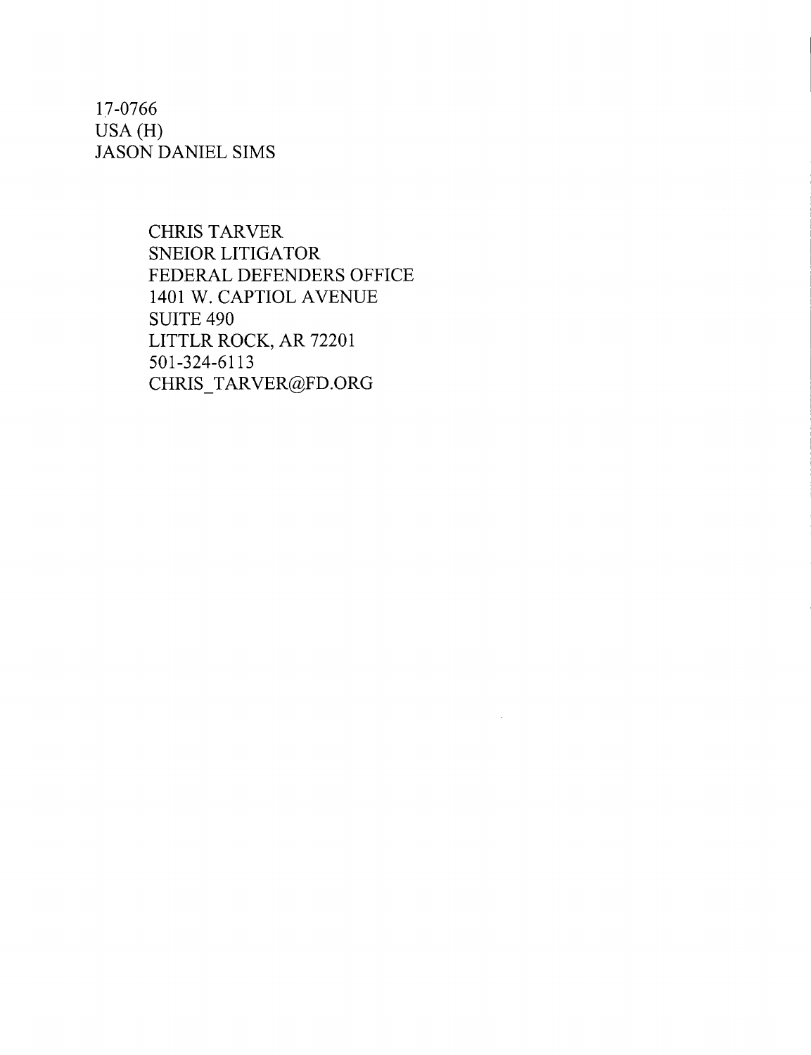17-0766
USA (H)
JASON DANIEL SIMS

CHRIS TARVER
SNEIOR LITIGATOR
FEDERAL DEFENDERS OFFICE
1401 W. CAPTIOL AVENUE
SUITE 490
LITTLR ROCK, AR 72201
501-324-6113
CHRIS_TARVER@FD.ORG